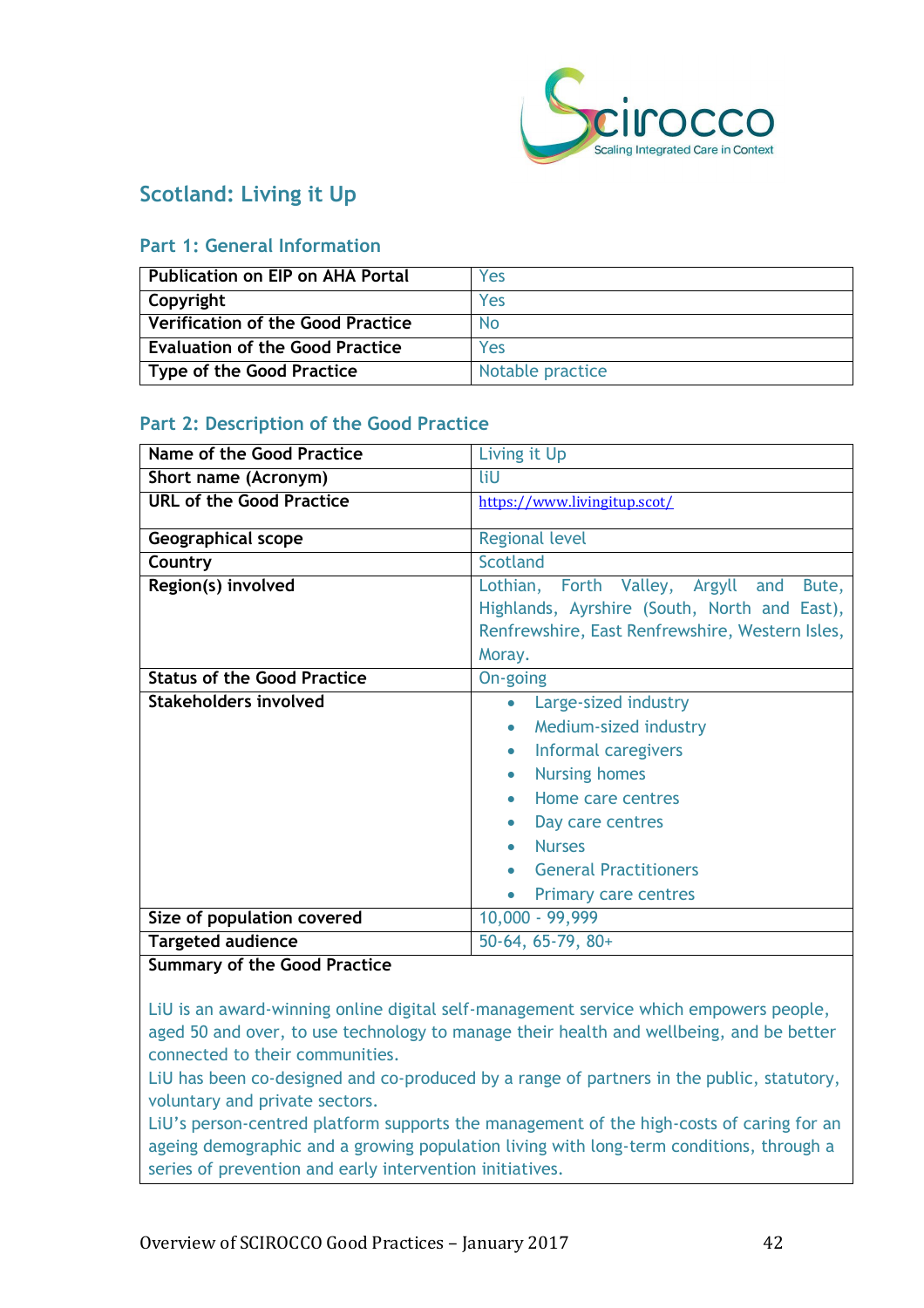# Scotland: Living it Up

## Part 1: General Information

| Publication on EIP on AHA Portal | Yes |
|---|---|
| Copyright | Yes |
| Verification of the Good Practice | No |
| Evaluation of the Good Practice | Yes |
| Type of the Good Practice | Notable practice |

## Part 2: Description of the Good Practice

| Name of the Good Practice | Living it Up |
|---|---|
| Short name (Acronym) | liU |
| URL of the Good Practice | https://www.livingitup.scot/ |
| Geographical scope | Regional level |
| Country | Scotland |
| Region(s) involved | Lothian, Forth Valley, Argyll and Bute, Highlands, Ayrshire (South, North and East), Renfrewshire, East Renfrewshire, Western Isles, Moray. |
| Status of the Good Practice | On-going |
| Stakeholders involved | • Large-sized industry<br>• Medium-sized industry<br>• Informal caregivers<br>• Nursing homes<br>• Home care centres<br>• Day care centres<br>• Nurses<br>• General Practitioners<br>• Primary care centres |
| Size of population covered | 10,000 - 99,999 |
| Targeted audience | 50-64, 65-79, 80+ |

**Summary of the Good Practice**

LiU is an award-winning online digital self-management service which empowers people, aged 50 and over, to use technology to manage their health and wellbeing, and be better connected to their communities.

LiU has been co-designed and co-produced by a range of partners in the public, statutory, voluntary and private sectors.

LiU's person-centred platform supports the management of the high-costs of caring for an ageing demographic and a growing population living with long-term conditions, through a series of prevention and early intervention initiatives.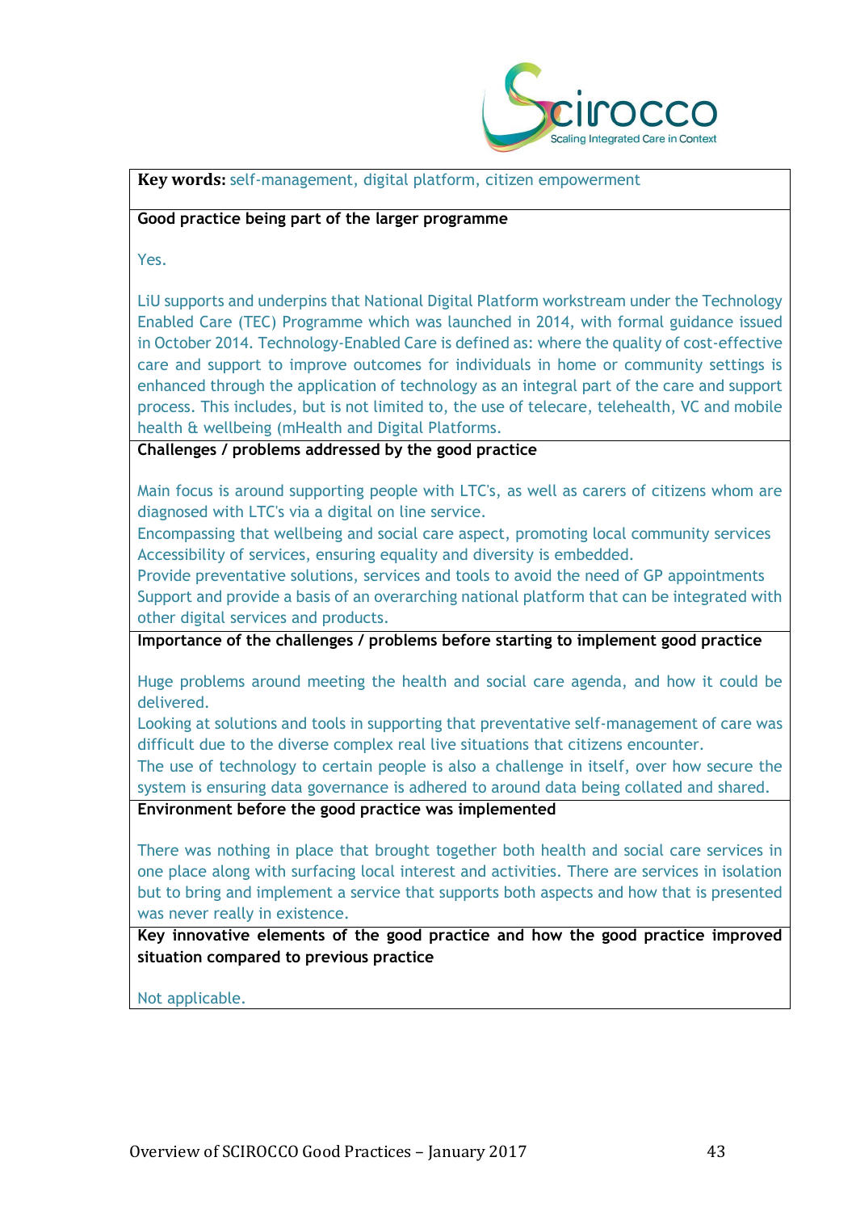**Key words:** self-management, digital platform, citizen empowerment

**Good practice being part of the larger programme**

Yes.

LiU supports and underpins that National Digital Platform workstream under the Technology Enabled Care (TEC) Programme which was launched in 2014, with formal guidance issued in October 2014. Technology-Enabled Care is defined as: where the quality of cost-effective care and support to improve outcomes for individuals in home or community settings is enhanced through the application of technology as an integral part of the care and support process. This includes, but is not limited to, the use of telecare, telehealth, VC and mobile health & wellbeing (mHealth and Digital Platforms.

**Challenges / problems addressed by the good practice**

Main focus is around supporting people with LTC's, as well as carers of citizens whom are diagnosed with LTC's via a digital on line service.

Encompassing that wellbeing and social care aspect, promoting local community services

Accessibility of services, ensuring equality and diversity is embedded.

Provide preventative solutions, services and tools to avoid the need of GP appointments

Support and provide a basis of an overarching national platform that can be integrated with other digital services and products.

**Importance of the challenges / problems before starting to implement good practice**

Huge problems around meeting the health and social care agenda, and how it could be delivered.

Looking at solutions and tools in supporting that preventative self-management of care was difficult due to the diverse complex real live situations that citizens encounter.

The use of technology to certain people is also a challenge in itself, over how secure the system is ensuring data governance is adhered to around data being collated and shared.

**Environment before the good practice was implemented**

There was nothing in place that brought together both health and social care services in one place along with surfacing local interest and activities. There are services in isolation but to bring and implement a service that supports both aspects and how that is presented was never really in existence.

**Key innovative elements of the good practice and how the good practice improved situation compared to previous practice**

Not applicable.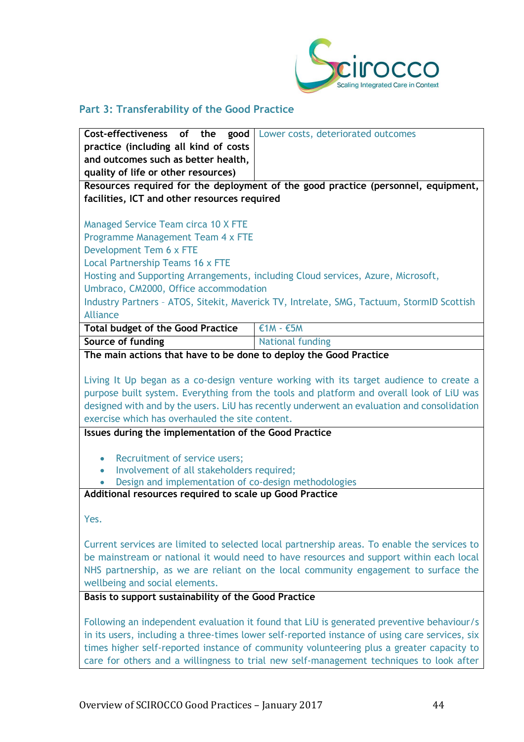## Part 3: Transferability of the Good Practice

| Cost-effectiveness of the good practice (including all kind of costs and outcomes such as better health, quality of life or other resources) | Lower costs, deteriorated outcomes |
|---|---|

**Resources required for the deployment of the good practice (personnel, equipment, facilities, ICT and other resources required**

Managed Service Team circa 10 X FTE
Programme Management Team 4 x FTE
Development Tem 6 x FTE
Local Partnership Teams 16 x FTE
Hosting and Supporting Arrangements, including Cloud services, Azure, Microsoft, Umbraco, CM2000, Office accommodation
Industry Partners – ATOS, Sitekit, Maverick TV, Intrelate, SMG, Tactuum, StormID Scottish Alliance

| Total budget of the Good Practice | €1M - €5M |
|---|---|
| Source of funding | National funding |

**The main actions that have to be done to deploy the Good Practice**

Living It Up began as a co-design venture working with its target audience to create a purpose built system. Everything from the tools and platform and overall look of LiU was designed with and by the users. LiU has recently underwent an evaluation and consolidation exercise which has overhauled the site content.

**Issues during the implementation of the Good Practice**

- Recruitment of service users;
- Involvement of all stakeholders required;
- Design and implementation of co-design methodologies

**Additional resources required to scale up Good Practice**

Yes.

Current services are limited to selected local partnership areas. To enable the services to be mainstream or national it would need to have resources and support within each local NHS partnership, as we are reliant on the local community engagement to surface the wellbeing and social elements.

**Basis to support sustainability of the Good Practice**

Following an independent evaluation it found that LiU is generated preventive behaviour/s in its users, including a three-times lower self-reported instance of using care services, six times higher self-reported instance of community volunteering plus a greater capacity to care for others and a willingness to trial new self-management techniques to look after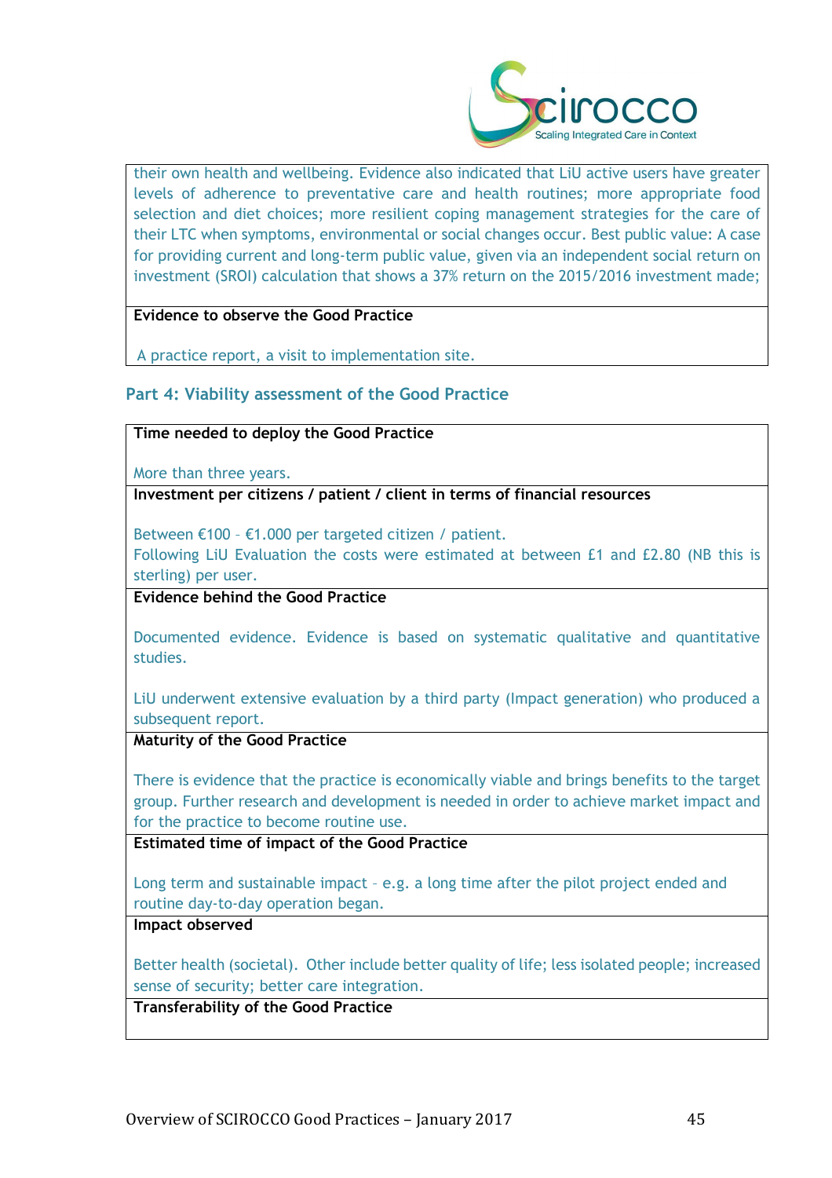| |
|---|
| their own health and wellbeing. Evidence also indicated that LiU active users have greater levels of adherence to preventative care and health routines; more appropriate food selection and diet choices; more resilient coping management strategies for the care of their LTC when symptoms, environmental or social changes occur. Best public value: A case for providing current and long-term public value, given via an independent social return on investment (SROI) calculation that shows a 37% return on the 2015/2016 investment made; |
| **Evidence to observe the Good Practice**<br><br>A practice report, a visit to implementation site. |

## Part 4: Viability assessment of the Good Practice

| |
|---|
| **Time needed to deploy the Good Practice**<br><br>More than three years. |
| **Investment per citizens / patient / client in terms of financial resources**<br><br>Between €100 – €1.000 per targeted citizen / patient.<br>Following LiU Evaluation the costs were estimated at between £1 and £2.80 (NB this is sterling) per user. |
| **Evidence behind the Good Practice**<br><br>Documented evidence. Evidence is based on systematic qualitative and quantitative studies.<br><br>LiU underwent extensive evaluation by a third party (Impact generation) who produced a subsequent report. |
| **Maturity of the Good Practice**<br><br>There is evidence that the practice is economically viable and brings benefits to the target group. Further research and development is needed in order to achieve market impact and for the practice to become routine use. |
| **Estimated time of impact of the Good Practice**<br><br>Long term and sustainable impact – e.g. a long time after the pilot project ended and routine day-to-day operation began. |
| **Impact observed**<br><br>Better health (societal). Other include better quality of life; less isolated people; increased sense of security; better care integration. |
| **Transferability of the Good Practice** |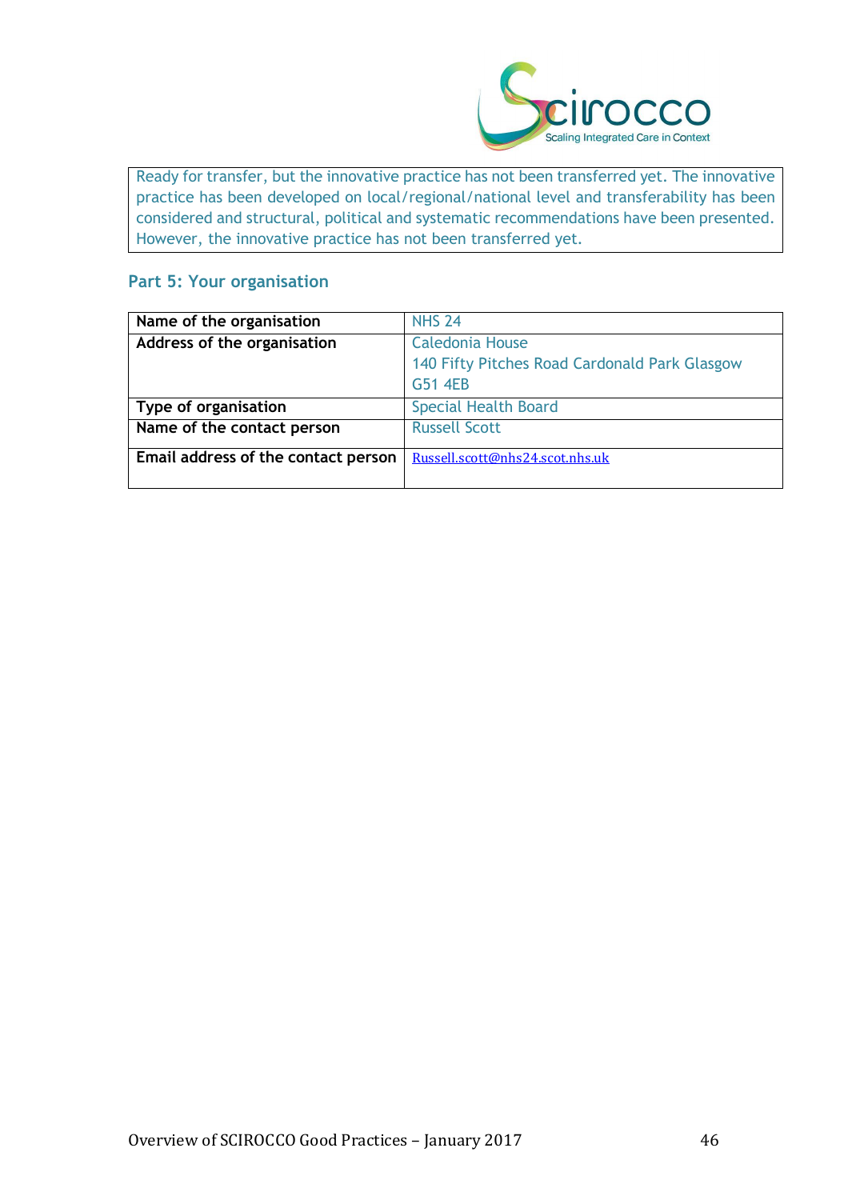Ready for transfer, but the innovative practice has not been transferred yet. The innovative practice has been developed on local/regional/national level and transferability has been considered and structural, political and systematic recommendations have been presented. However, the innovative practice has not been transferred yet.

## Part 5: Your organisation

| | |
|---|---|
| **Name of the organisation** | NHS 24 |
| **Address of the organisation** | Caledonia House<br>140 Fifty Pitches Road Cardonald Park Glasgow<br>G51 4EB |
| **Type of organisation** | Special Health Board |
| **Name of the contact person** | Russell Scott |
| **Email address of the contact person** | Russell.scott@nhs24.scot.nhs.uk |